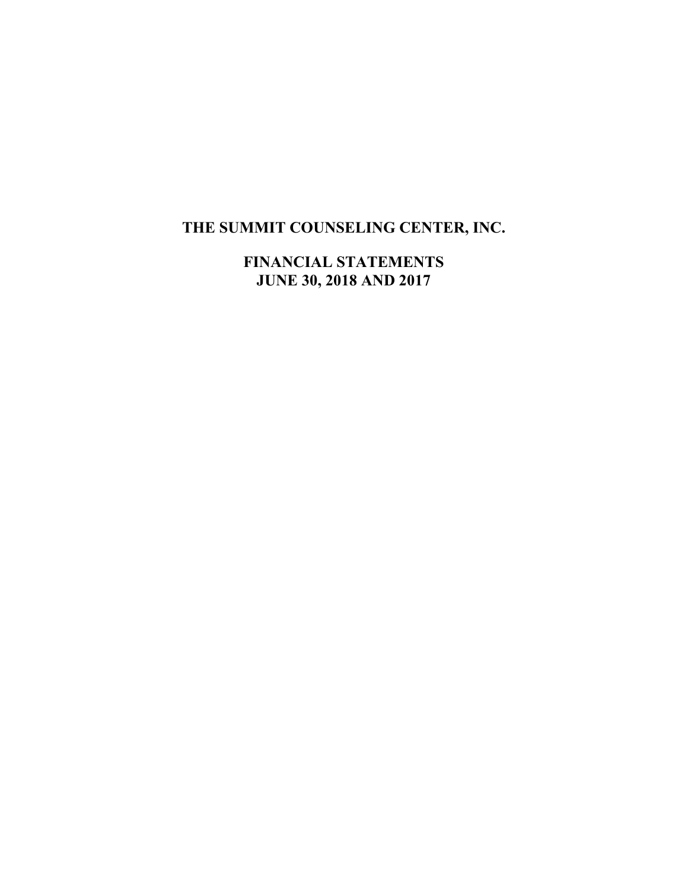# THE SUMMIT COUNSELING CENTER, INC.

## FINANCIAL STATEMENTS
## JUNE 30, 2018 AND 2017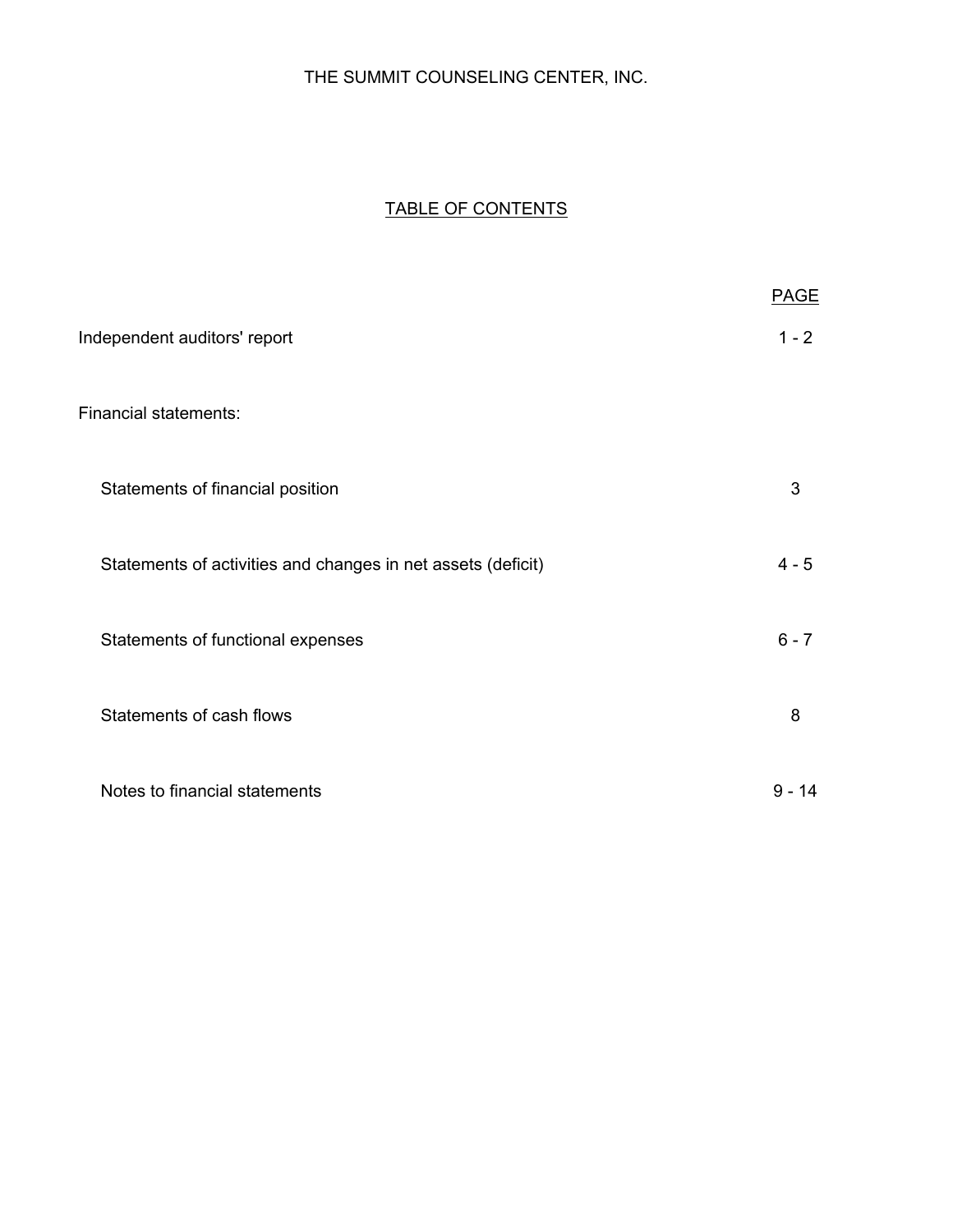THE SUMMIT COUNSELING CENTER, INC.

## TABLE OF CONTENTS

| | PAGE |
|---|---|
| Independent auditors' report | 1 - 2 |
| Financial statements: | |
| Statements of financial position | 3 |
| Statements of activities and changes in net assets (deficit) | 4 - 5 |
| Statements of functional expenses | 6 - 7 |
| Statements of cash flows | 8 |
| Notes to financial statements | 9 - 14 |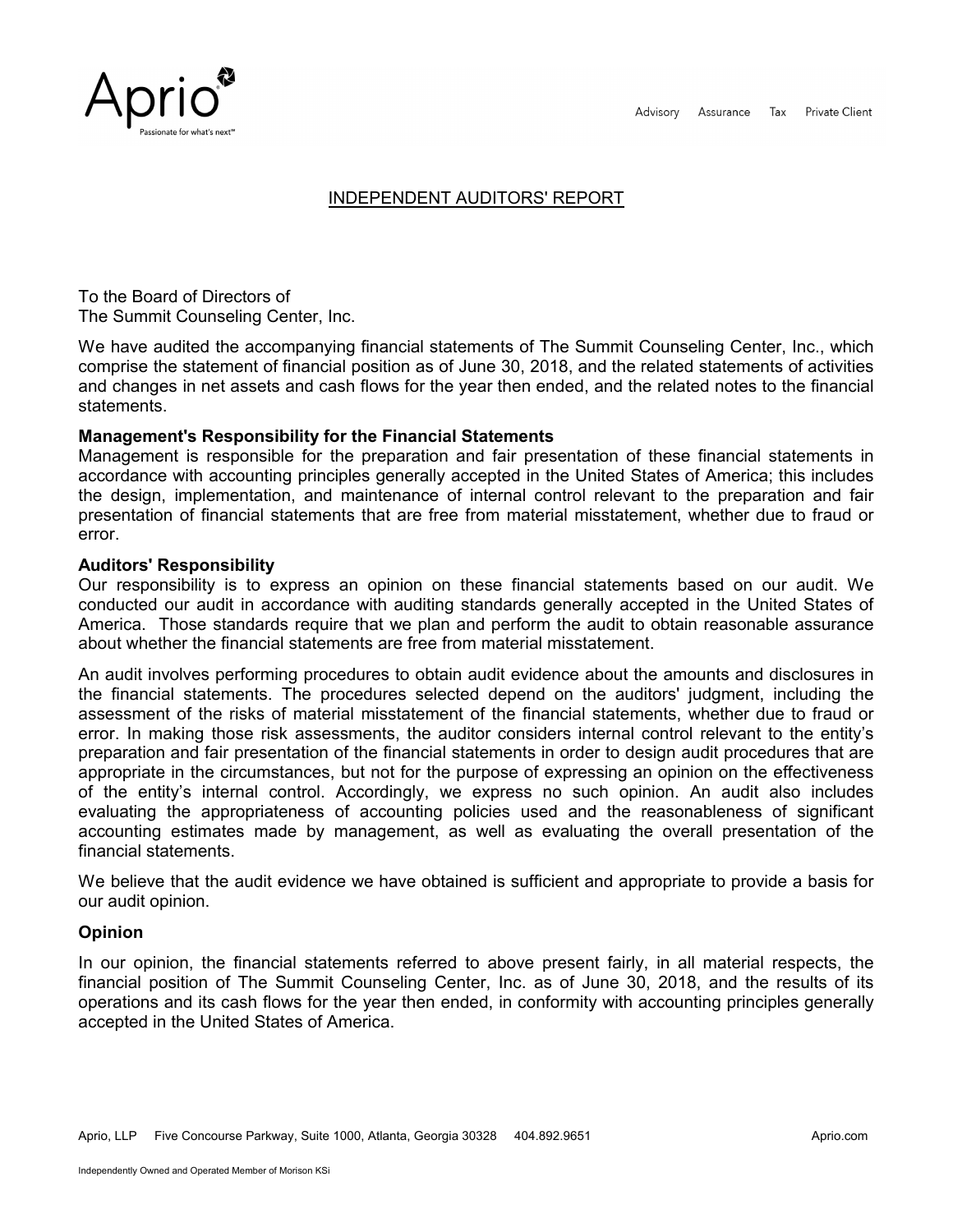# INDEPENDENT AUDITORS' REPORT

To the Board of Directors of
The Summit Counseling Center, Inc.

We have audited the accompanying financial statements of The Summit Counseling Center, Inc., which comprise the statement of financial position as of June 30, 2018, and the related statements of activities and changes in net assets and cash flows for the year then ended, and the related notes to the financial statements.

**Management's Responsibility for the Financial Statements**
Management is responsible for the preparation and fair presentation of these financial statements in accordance with accounting principles generally accepted in the United States of America; this includes the design, implementation, and maintenance of internal control relevant to the preparation and fair presentation of financial statements that are free from material misstatement, whether due to fraud or error.

**Auditors' Responsibility**
Our responsibility is to express an opinion on these financial statements based on our audit. We conducted our audit in accordance with auditing standards generally accepted in the United States of America. Those standards require that we plan and perform the audit to obtain reasonable assurance about whether the financial statements are free from material misstatement.

An audit involves performing procedures to obtain audit evidence about the amounts and disclosures in the financial statements. The procedures selected depend on the auditors' judgment, including the assessment of the risks of material misstatement of the financial statements, whether due to fraud or error. In making those risk assessments, the auditor considers internal control relevant to the entity's preparation and fair presentation of the financial statements in order to design audit procedures that are appropriate in the circumstances, but not for the purpose of expressing an opinion on the effectiveness of the entity's internal control. Accordingly, we express no such opinion. An audit also includes evaluating the appropriateness of accounting policies used and the reasonableness of significant accounting estimates made by management, as well as evaluating the overall presentation of the financial statements.

We believe that the audit evidence we have obtained is sufficient and appropriate to provide a basis for our audit opinion.

**Opinion**

In our opinion, the financial statements referred to above present fairly, in all material respects, the financial position of The Summit Counseling Center, Inc. as of June 30, 2018, and the results of its operations and its cash flows for the year then ended, in conformity with accounting principles generally accepted in the United States of America.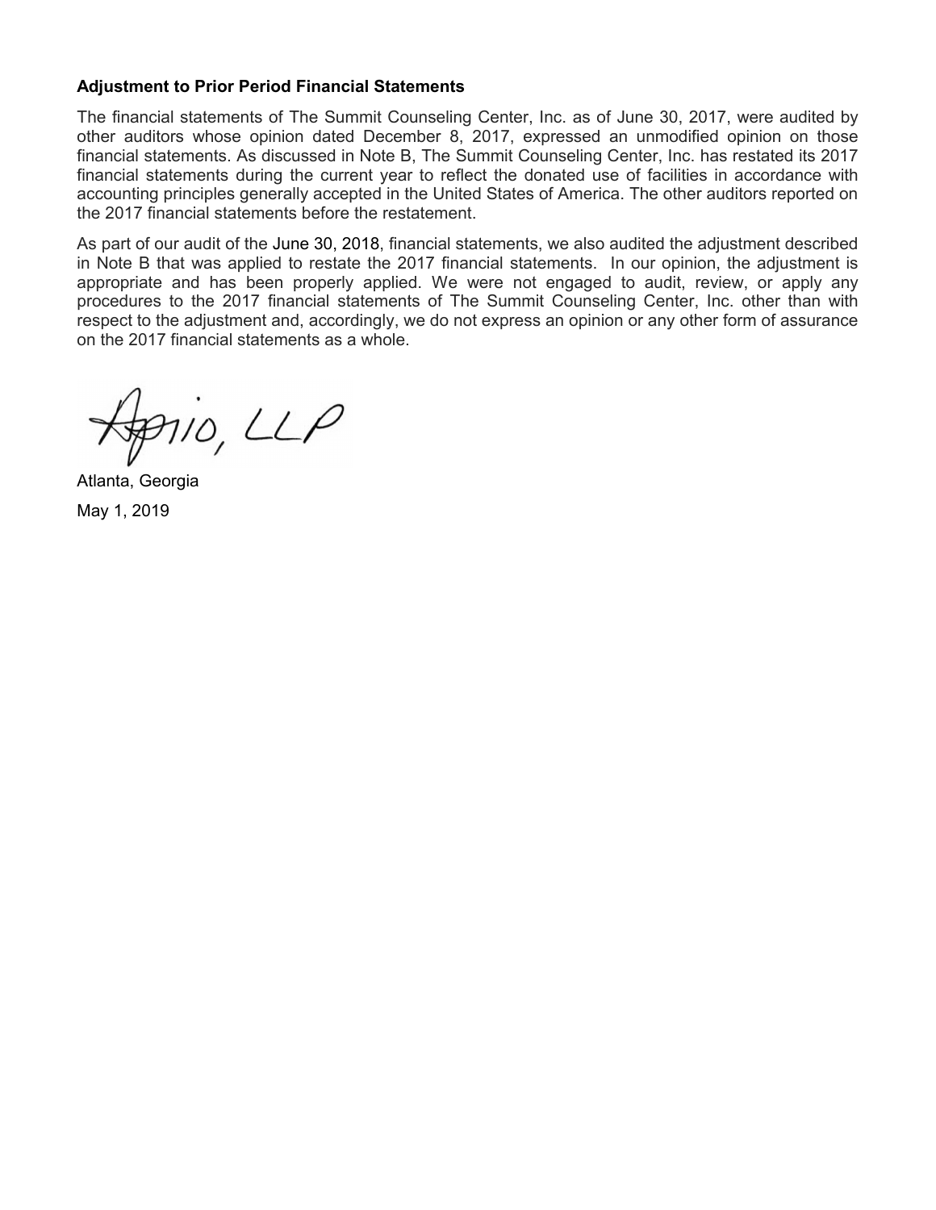### Adjustment to Prior Period Financial Statements

The financial statements of The Summit Counseling Center, Inc. as of June 30, 2017, were audited by other auditors whose opinion dated December 8, 2017, expressed an unmodified opinion on those financial statements. As discussed in Note B, The Summit Counseling Center, Inc. has restated its 2017 financial statements during the current year to reflect the donated use of facilities in accordance with accounting principles generally accepted in the United States of America. The other auditors reported on the 2017 financial statements before the restatement.

As part of our audit of the June 30, 2018, financial statements, we also audited the adjustment described in Note B that was applied to restate the 2017 financial statements. In our opinion, the adjustment is appropriate and has been properly applied. We were not engaged to audit, review, or apply any procedures to the 2017 financial statements of The Summit Counseling Center, Inc. other than with respect to the adjustment and, accordingly, we do not express an opinion or any other form of assurance on the 2017 financial statements as a whole.

Aprio, LLP

Atlanta, Georgia

May 1, 2019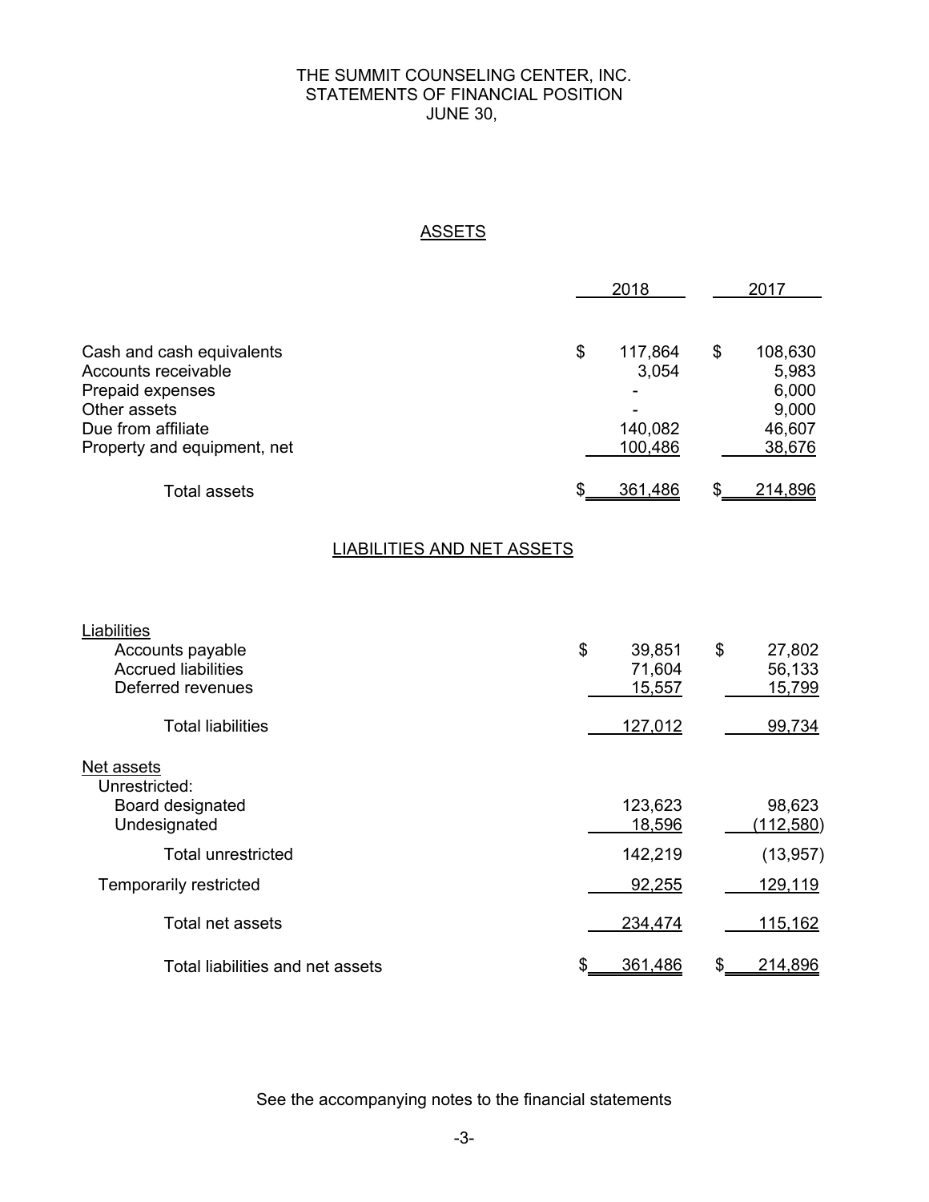# THE SUMMIT COUNSELING CENTER, INC.
## STATEMENTS OF FINANCIAL POSITION
### JUNE 30,

## ASSETS

| | 2018 | 2017 |
|---|---|---|
| Cash and cash equivalents | $ 117,864 | $ 108,630 |
| Accounts receivable | 3,054 | 5,983 |
| Prepaid expenses | - | 6,000 |
| Other assets | - | 9,000 |
| Due from affiliate | 140,082 | 46,607 |
| Property and equipment, net | 100,486 | 38,676 |
| Total assets | $ 361,486 | $ 214,896 |

## LIABILITIES AND NET ASSETS

| | 2018 | 2017 |
|---|---|---|
| Liabilities | | |
| Accounts payable | $ 39,851 | $ 27,802 |
| Accrued liabilities | 71,604 | 56,133 |
| Deferred revenues | 15,557 | 15,799 |
| Total liabilities | 127,012 | 99,734 |
| Net assets | | |
| Unrestricted: | | |
| Board designated | 123,623 | 98,623 |
| Undesignated | 18,596 | (112,580) |
| Total unrestricted | 142,219 | (13,957) |
| Temporarily restricted | 92,255 | 129,119 |
| Total net assets | 234,474 | 115,162 |
| Total liabilities and net assets | $ 361,486 | $ 214,896 |

See the accompanying notes to the financial statements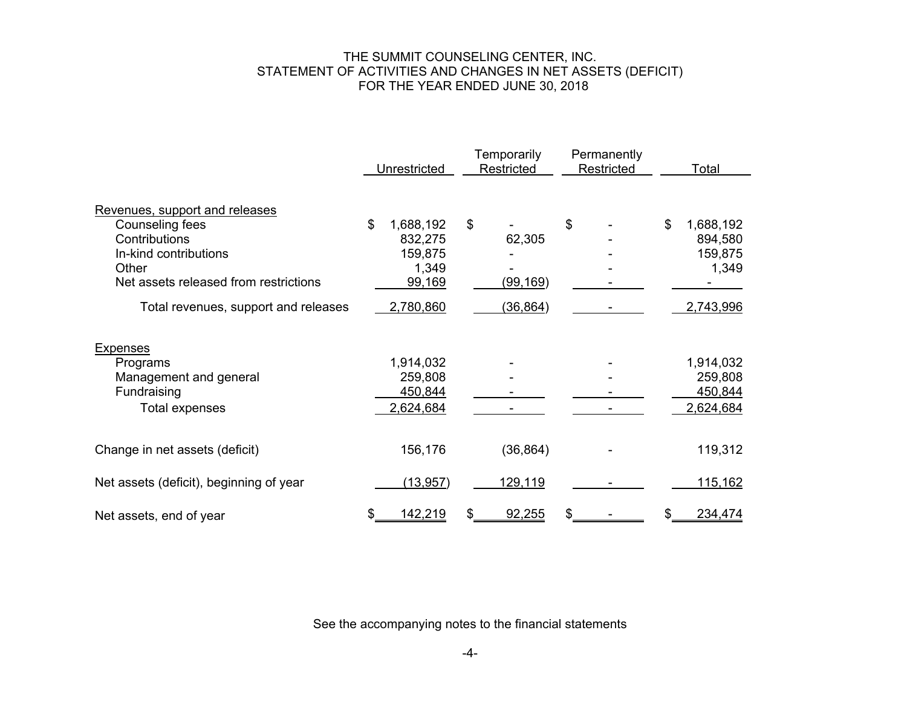# THE SUMMIT COUNSELING CENTER, INC.
## STATEMENT OF ACTIVITIES AND CHANGES IN NET ASSETS (DEFICIT)
### FOR THE YEAR ENDED JUNE 30, 2018

| | Unrestricted | Temporarily Restricted | Permanently Restricted | Total |
|---|---|---|---|---|
| Revenues, support and releases | | | | |
| Counseling fees | $ 1,688,192 | $ - | $ - | $ 1,688,192 |
| Contributions | 832,275 | 62,305 | - | 894,580 |
| In-kind contributions | 159,875 | - | - | 159,875 |
| Other | 1,349 | - | - | 1,349 |
| Net assets released from restrictions | 99,169 | (99,169) | - | - |
| Total revenues, support and releases | 2,780,860 | (36,864) | - | 2,743,996 |
| Expenses | | | | |
| Programs | 1,914,032 | - | - | 1,914,032 |
| Management and general | 259,808 | - | - | 259,808 |
| Fundraising | 450,844 | - | - | 450,844 |
| Total expenses | 2,624,684 | - | - | 2,624,684 |
| Change in net assets (deficit) | 156,176 | (36,864) | - | 119,312 |
| Net assets (deficit), beginning of year | (13,957) | 129,119 | - | 115,162 |
| Net assets, end of year | $ 142,219 | $ 92,255 | $ - | $ 234,474 |

See the accompanying notes to the financial statements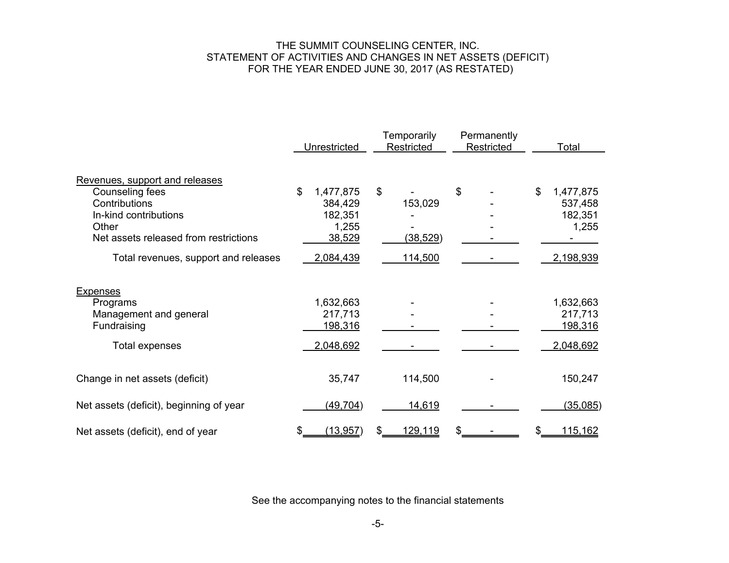# THE SUMMIT COUNSELING CENTER, INC.
## STATEMENT OF ACTIVITIES AND CHANGES IN NET ASSETS (DEFICIT)
## FOR THE YEAR ENDED JUNE 30, 2017 (AS RESTATED)

| | Unrestricted | Temporarily Restricted | Permanently Restricted | Total |
|---|---|---|---|---|
| **Revenues, support and releases** | | | | |
| Counseling fees | $ 1,477,875 | $ - | $ - | $ 1,477,875 |
| Contributions | 384,429 | 153,029 | - | 537,458 |
| In-kind contributions | 182,351 | - | - | 182,351 |
| Other | 1,255 | - | - | 1,255 |
| Net assets released from restrictions | 38,529 | (38,529) | - | - |
| Total revenues, support and releases | 2,084,439 | 114,500 | - | 2,198,939 |
| **Expenses** | | | | |
| Programs | 1,632,663 | - | - | 1,632,663 |
| Management and general | 217,713 | - | - | 217,713 |
| Fundraising | 198,316 | - | - | 198,316 |
| Total expenses | 2,048,692 | - | - | 2,048,692 |
| Change in net assets (deficit) | 35,747 | 114,500 | - | 150,247 |
| Net assets (deficit), beginning of year | (49,704) | 14,619 | - | (35,085) |
| Net assets (deficit), end of year | $ (13,957) | $ 129,119 | $ - | $ 115,162 |

See the accompanying notes to the financial statements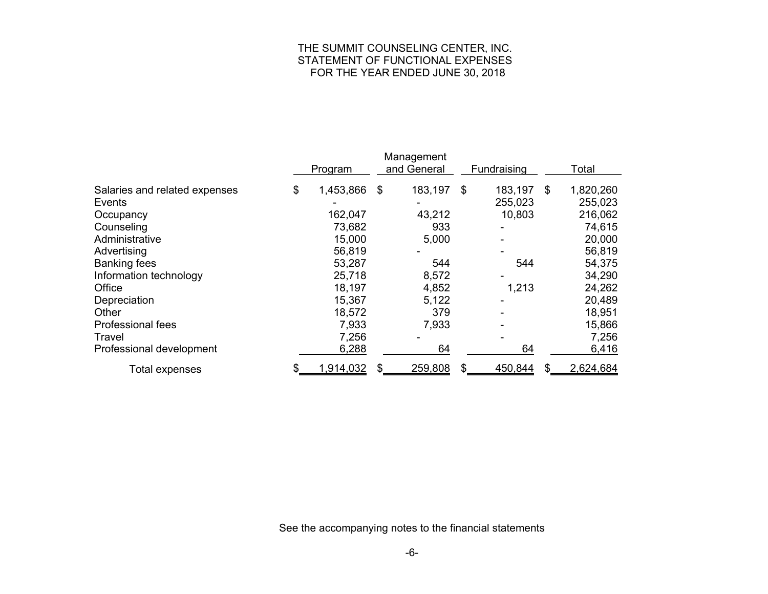# THE SUMMIT COUNSELING CENTER, INC.
## STATEMENT OF FUNCTIONAL EXPENSES
### FOR THE YEAR ENDED JUNE 30, 2018

| | Program | Management and General | Fundraising | Total |
|---|---|---|---|---|
| Salaries and related expenses | $ 1,453,866 | $ 183,197 | $ 183,197 | $ 1,820,260 |
| Events | - | - | 255,023 | 255,023 |
| Occupancy | 162,047 | 43,212 | 10,803 | 216,062 |
| Counseling | 73,682 | 933 | - | 74,615 |
| Administrative | 15,000 | 5,000 | - | 20,000 |
| Advertising | 56,819 | - | - | 56,819 |
| Banking fees | 53,287 | 544 | 544 | 54,375 |
| Information technology | 25,718 | 8,572 | - | 34,290 |
| Office | 18,197 | 4,852 | 1,213 | 24,262 |
| Depreciation | 15,367 | 5,122 | - | 20,489 |
| Other | 18,572 | 379 | - | 18,951 |
| Professional fees | 7,933 | 7,933 | - | 15,866 |
| Travel | 7,256 | - | - | 7,256 |
| Professional development | 6,288 | 64 | 64 | 6,416 |
| Total expenses | $ 1,914,032 | $ 259,808 | $ 450,844 | $ 2,624,684 |

See the accompanying notes to the financial statements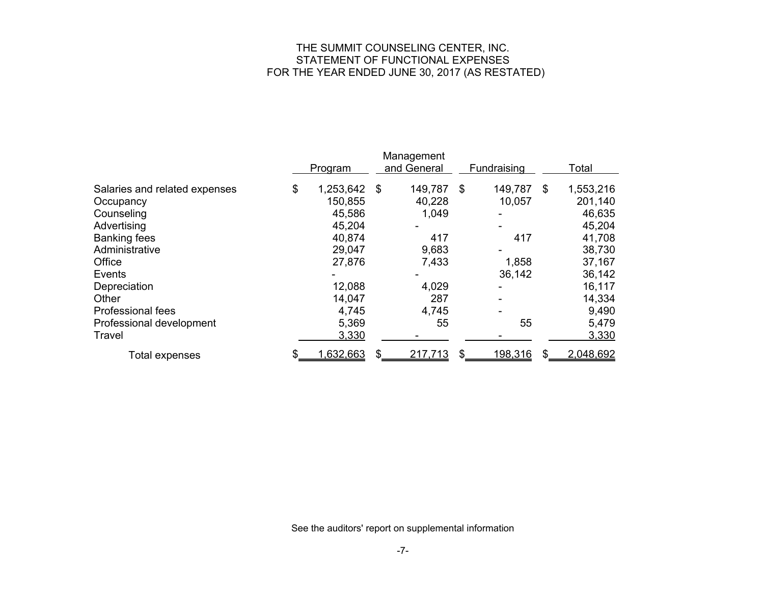# THE SUMMIT COUNSELING CENTER, INC.
## STATEMENT OF FUNCTIONAL EXPENSES
### FOR THE YEAR ENDED JUNE 30, 2017 (AS RESTATED)

| | Program | Management and General | Fundraising | Total |
|---|---|---|---|---|
| Salaries and related expenses | $ 1,253,642 | $ 149,787 | $ 149,787 | $ 1,553,216 |
| Occupancy | 150,855 | 40,228 | 10,057 | 201,140 |
| Counseling | 45,586 | 1,049 | - | 46,635 |
| Advertising | 45,204 | - | - | 45,204 |
| Banking fees | 40,874 | 417 | 417 | 41,708 |
| Administrative | 29,047 | 9,683 | - | 38,730 |
| Office | 27,876 | 7,433 | 1,858 | 37,167 |
| Events | - | - | 36,142 | 36,142 |
| Depreciation | 12,088 | 4,029 | - | 16,117 |
| Other | 14,047 | 287 | - | 14,334 |
| Professional fees | 4,745 | 4,745 | - | 9,490 |
| Professional development | 5,369 | 55 | 55 | 5,479 |
| Travel | 3,330 | - | - | 3,330 |
| Total expenses | $ 1,632,663 | $ 217,713 | $ 198,316 | $ 2,048,692 |

See the auditors' report on supplemental information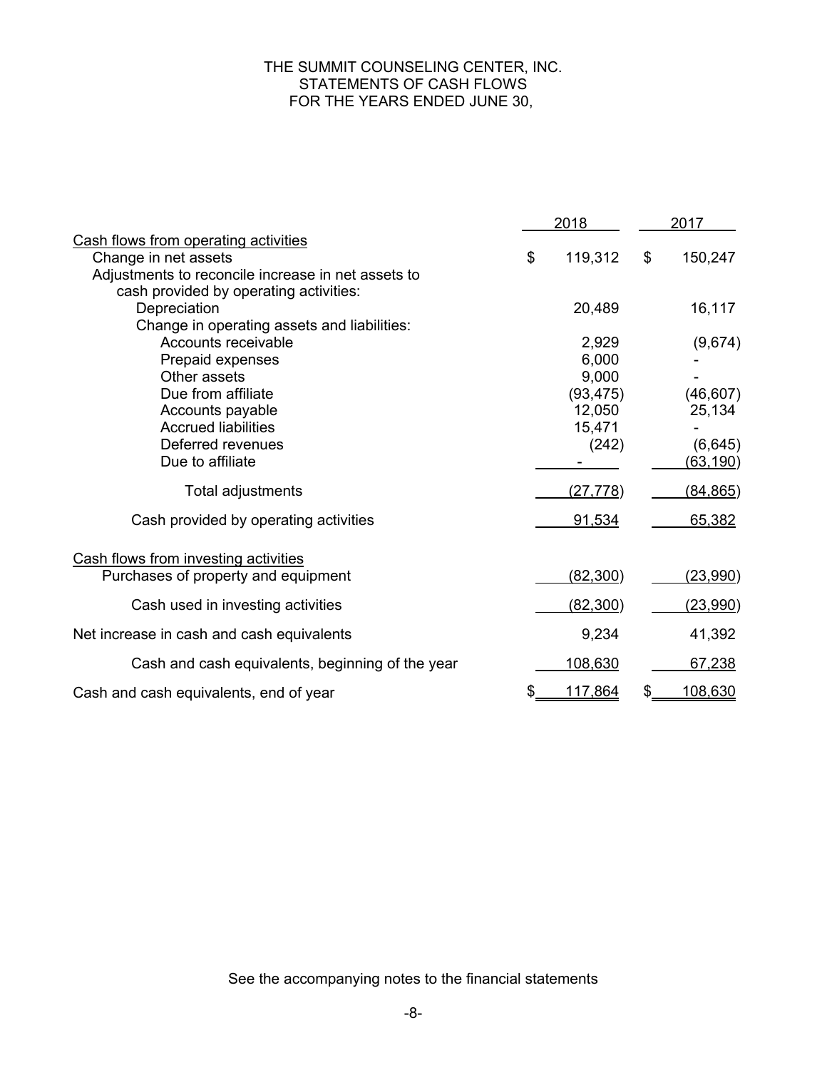# THE SUMMIT COUNSELING CENTER, INC.
## STATEMENTS OF CASH FLOWS
### FOR THE YEARS ENDED JUNE 30,

| | 2018 | 2017 |
|---|---|---|
| **Cash flows from operating activities** | | |
| Change in net assets | $ 119,312 | $ 150,247 |
| Adjustments to reconcile increase in net assets to cash provided by operating activities: | | |
| Depreciation | 20,489 | 16,117 |
| Change in operating assets and liabilities: | | |
| Accounts receivable | 2,929 | (9,674) |
| Prepaid expenses | 6,000 | - |
| Other assets | 9,000 | - |
| Due from affiliate | (93,475) | (46,607) |
| Accounts payable | 12,050 | 25,134 |
| Accrued liabilities | 15,471 | - |
| Deferred revenues | (242) | (6,645) |
| Due to affiliate | - | (63,190) |
| Total adjustments | (27,778) | (84,865) |
| Cash provided by operating activities | 91,534 | 65,382 |
| **Cash flows from investing activities** | | |
| Purchases of property and equipment | (82,300) | (23,990) |
| Cash used in investing activities | (82,300) | (23,990) |
| Net increase in cash and cash equivalents | 9,234 | 41,392 |
| Cash and cash equivalents, beginning of the year | 108,630 | 67,238 |
| Cash and cash equivalents, end of year | $ 117,864 | $ 108,630 |

See the accompanying notes to the financial statements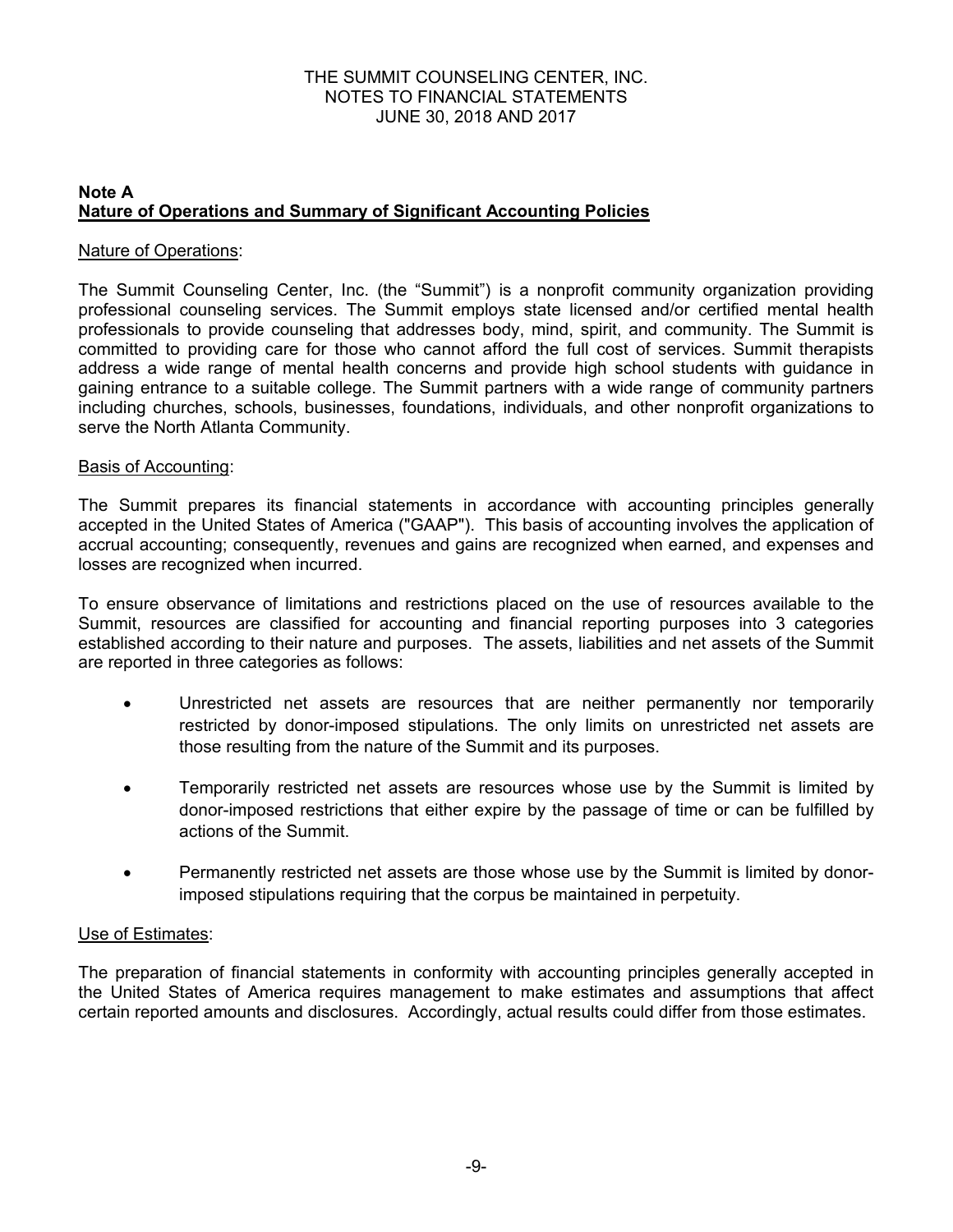THE SUMMIT COUNSELING CENTER, INC.
NOTES TO FINANCIAL STATEMENTS
JUNE 30, 2018 AND 2017

## Note A
## Nature of Operations and Summary of Significant Accounting Policies

Nature of Operations:

The Summit Counseling Center, Inc. (the "Summit") is a nonprofit community organization providing professional counseling services. The Summit employs state licensed and/or certified mental health professionals to provide counseling that addresses body, mind, spirit, and community. The Summit is committed to providing care for those who cannot afford the full cost of services. Summit therapists address a wide range of mental health concerns and provide high school students with guidance in gaining entrance to a suitable college. The Summit partners with a wide range of community partners including churches, schools, businesses, foundations, individuals, and other nonprofit organizations to serve the North Atlanta Community.

Basis of Accounting:

The Summit prepares its financial statements in accordance with accounting principles generally accepted in the United States of America ("GAAP"). This basis of accounting involves the application of accrual accounting; consequently, revenues and gains are recognized when earned, and expenses and losses are recognized when incurred.

To ensure observance of limitations and restrictions placed on the use of resources available to the Summit, resources are classified for accounting and financial reporting purposes into 3 categories established according to their nature and purposes. The assets, liabilities and net assets of the Summit are reported in three categories as follows:

- Unrestricted net assets are resources that are neither permanently nor temporarily restricted by donor-imposed stipulations. The only limits on unrestricted net assets are those resulting from the nature of the Summit and its purposes.
- Temporarily restricted net assets are resources whose use by the Summit is limited by donor-imposed restrictions that either expire by the passage of time or can be fulfilled by actions of the Summit.
- Permanently restricted net assets are those whose use by the Summit is limited by donor-imposed stipulations requiring that the corpus be maintained in perpetuity.

Use of Estimates:

The preparation of financial statements in conformity with accounting principles generally accepted in the United States of America requires management to make estimates and assumptions that affect certain reported amounts and disclosures. Accordingly, actual results could differ from those estimates.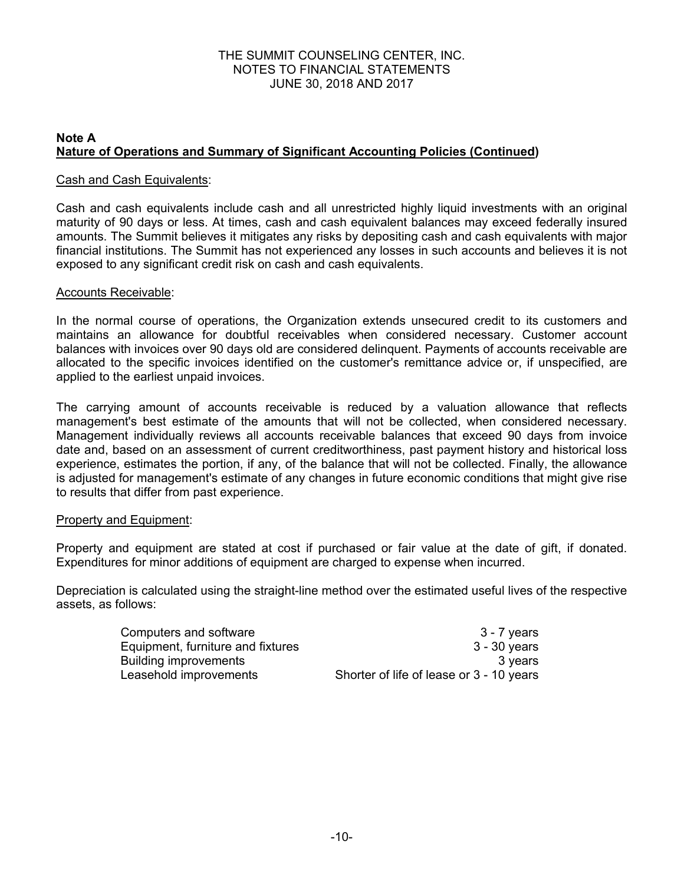THE SUMMIT COUNSELING CENTER, INC.
NOTES TO FINANCIAL STATEMENTS
JUNE 30, 2018 AND 2017

**Note A**
**Nature of Operations and Summary of Significant Accounting Policies (Continued)**

Cash and Cash Equivalents:

Cash and cash equivalents include cash and all unrestricted highly liquid investments with an original maturity of 90 days or less. At times, cash and cash equivalent balances may exceed federally insured amounts. The Summit believes it mitigates any risks by depositing cash and cash equivalents with major financial institutions. The Summit has not experienced any losses in such accounts and believes it is not exposed to any significant credit risk on cash and cash equivalents.

Accounts Receivable:

In the normal course of operations, the Organization extends unsecured credit to its customers and maintains an allowance for doubtful receivables when considered necessary. Customer account balances with invoices over 90 days old are considered delinquent. Payments of accounts receivable are allocated to the specific invoices identified on the customer's remittance advice or, if unspecified, are applied to the earliest unpaid invoices.

The carrying amount of accounts receivable is reduced by a valuation allowance that reflects management's best estimate of the amounts that will not be collected, when considered necessary. Management individually reviews all accounts receivable balances that exceed 90 days from invoice date and, based on an assessment of current creditworthiness, past payment history and historical loss experience, estimates the portion, if any, of the balance that will not be collected. Finally, the allowance is adjusted for management's estimate of any changes in future economic conditions that might give rise to results that differ from past experience.

Property and Equipment:

Property and equipment are stated at cost if purchased or fair value at the date of gift, if donated. Expenditures for minor additions of equipment are charged to expense when incurred.

Depreciation is calculated using the straight-line method over the estimated useful lives of the respective assets, as follows:

| | |
|---|---|
| Computers and software | 3 - 7 years |
| Equipment, furniture and fixtures | 3 - 30 years |
| Building improvements | 3 years |
| Leasehold improvements | Shorter of life of lease or 3 - 10 years |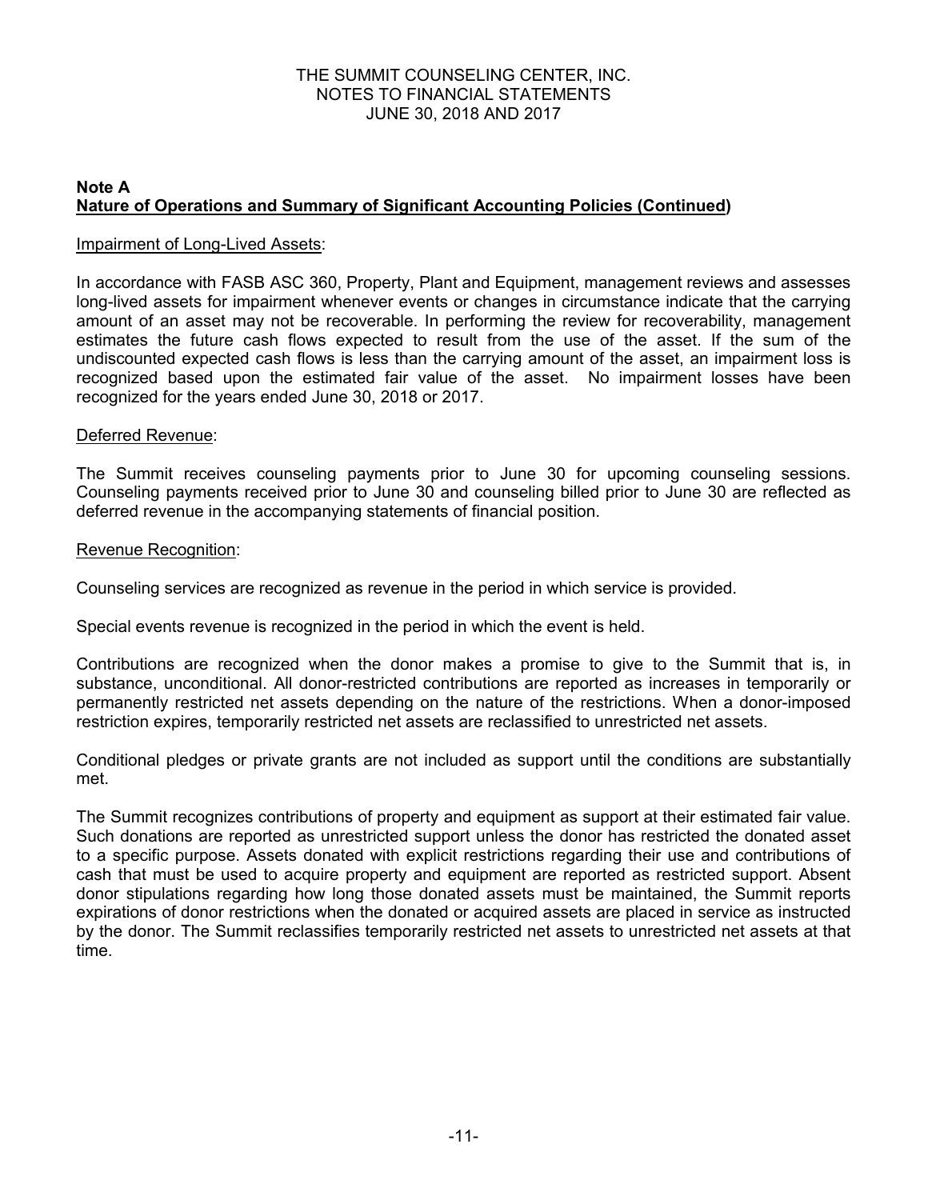THE SUMMIT COUNSELING CENTER, INC.
NOTES TO FINANCIAL STATEMENTS
JUNE 30, 2018 AND 2017

**Note A**
**Nature of Operations and Summary of Significant Accounting Policies (Continued)**

Impairment of Long-Lived Assets:

In accordance with FASB ASC 360, Property, Plant and Equipment, management reviews and assesses long-lived assets for impairment whenever events or changes in circumstance indicate that the carrying amount of an asset may not be recoverable. In performing the review for recoverability, management estimates the future cash flows expected to result from the use of the asset. If the sum of the undiscounted expected cash flows is less than the carrying amount of the asset, an impairment loss is recognized based upon the estimated fair value of the asset. No impairment losses have been recognized for the years ended June 30, 2018 or 2017.

Deferred Revenue:

The Summit receives counseling payments prior to June 30 for upcoming counseling sessions. Counseling payments received prior to June 30 and counseling billed prior to June 30 are reflected as deferred revenue in the accompanying statements of financial position.

Revenue Recognition:

Counseling services are recognized as revenue in the period in which service is provided.

Special events revenue is recognized in the period in which the event is held.

Contributions are recognized when the donor makes a promise to give to the Summit that is, in substance, unconditional. All donor-restricted contributions are reported as increases in temporarily or permanently restricted net assets depending on the nature of the restrictions. When a donor-imposed restriction expires, temporarily restricted net assets are reclassified to unrestricted net assets.

Conditional pledges or private grants are not included as support until the conditions are substantially met.

The Summit recognizes contributions of property and equipment as support at their estimated fair value. Such donations are reported as unrestricted support unless the donor has restricted the donated asset to a specific purpose. Assets donated with explicit restrictions regarding their use and contributions of cash that must be used to acquire property and equipment are reported as restricted support. Absent donor stipulations regarding how long those donated assets must be maintained, the Summit reports expirations of donor restrictions when the donated or acquired assets are placed in service as instructed by the donor. The Summit reclassifies temporarily restricted net assets to unrestricted net assets at that time.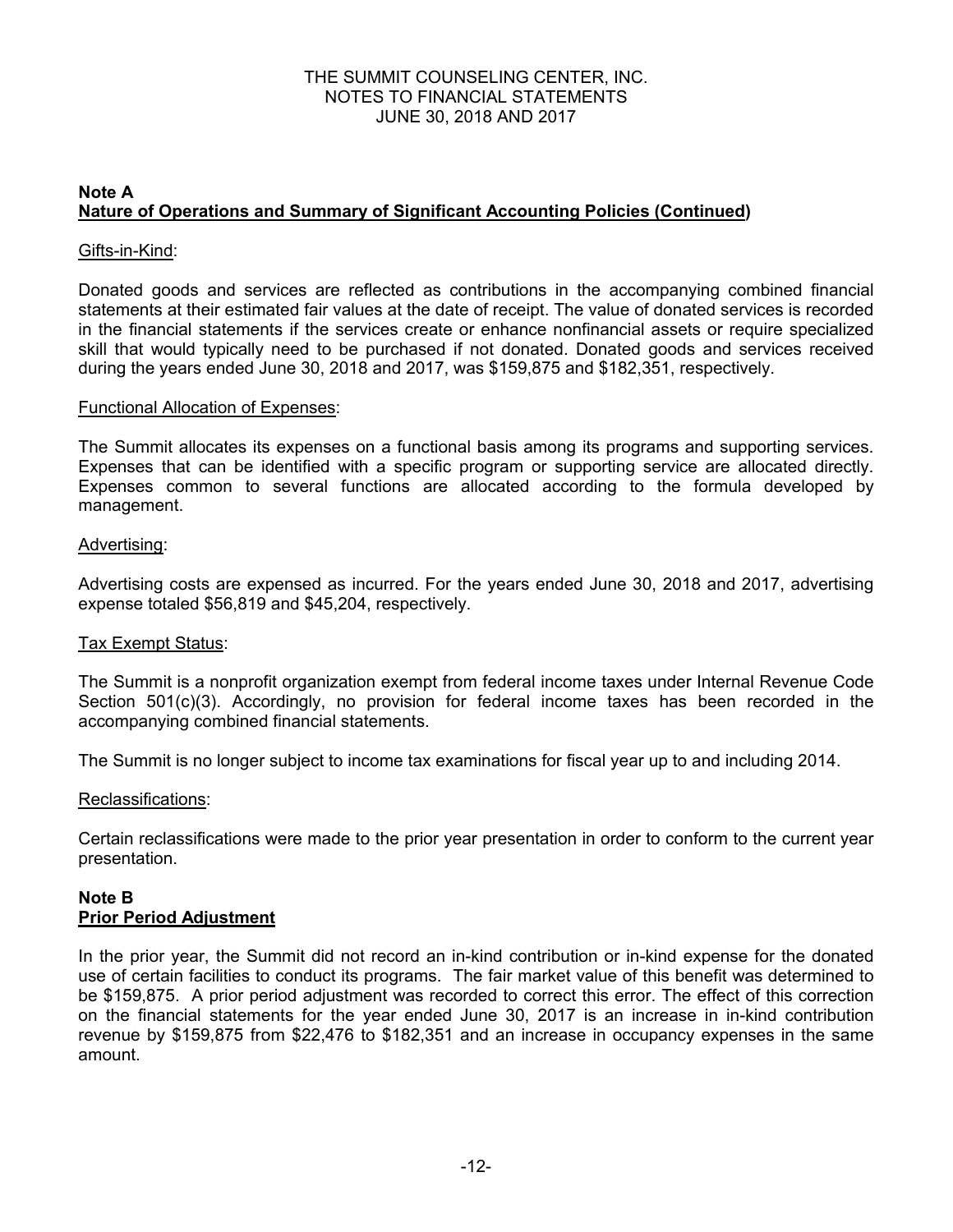**Note A**
**Nature of Operations and Summary of Significant Accounting Policies (Continued)**

Gifts-in-Kind:

Donated goods and services are reflected as contributions in the accompanying combined financial statements at their estimated fair values at the date of receipt. The value of donated services is recorded in the financial statements if the services create or enhance nonfinancial assets or require specialized skill that would typically need to be purchased if not donated. Donated goods and services received during the years ended June 30, 2018 and 2017, was $159,875 and $182,351, respectively.

Functional Allocation of Expenses:

The Summit allocates its expenses on a functional basis among its programs and supporting services. Expenses that can be identified with a specific program or supporting service are allocated directly. Expenses common to several functions are allocated according to the formula developed by management.

Advertising:

Advertising costs are expensed as incurred. For the years ended June 30, 2018 and 2017, advertising expense totaled $56,819 and $45,204, respectively.

Tax Exempt Status:

The Summit is a nonprofit organization exempt from federal income taxes under Internal Revenue Code Section 501(c)(3). Accordingly, no provision for federal income taxes has been recorded in the accompanying combined financial statements.

The Summit is no longer subject to income tax examinations for fiscal year up to and including 2014.

Reclassifications:

Certain reclassifications were made to the prior year presentation in order to conform to the current year presentation.

**Note B**
**Prior Period Adjustment**

In the prior year, the Summit did not record an in-kind contribution or in-kind expense for the donated use of certain facilities to conduct its programs. The fair market value of this benefit was determined to be $159,875. A prior period adjustment was recorded to correct this error. The effect of this correction on the financial statements for the year ended June 30, 2017 is an increase in in-kind contribution revenue by $159,875 from $22,476 to $182,351 and an increase in occupancy expenses in the same amount.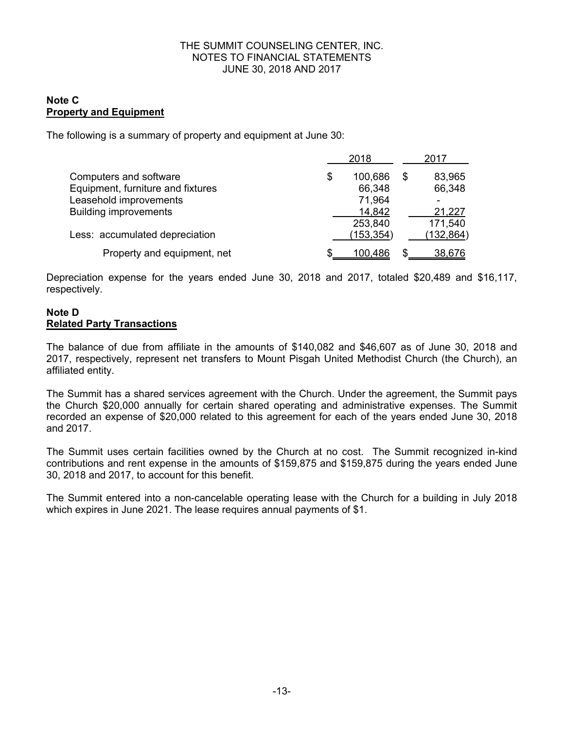THE SUMMIT COUNSELING CENTER, INC.
NOTES TO FINANCIAL STATEMENTS
JUNE 30, 2018 AND 2017

**Note C**
**Property and Equipment**

The following is a summary of property and equipment at June 30:

| | 2018 | 2017 |
|---|---|---|
| Computers and software | $ 100,686 | $ 83,965 |
| Equipment, furniture and fixtures | 66,348 | 66,348 |
| Leasehold improvements | 71,964 | - |
| Building improvements | 14,842 | 21,227 |
| | 253,840 | 171,540 |
| Less: accumulated depreciation | (153,354) | (132,864) |
| Property and equipment, net | $ 100,486 | $ 38,676 |

Depreciation expense for the years ended June 30, 2018 and 2017, totaled $20,489 and $16,117, respectively.

**Note D**
**Related Party Transactions**

The balance of due from affiliate in the amounts of $140,082 and $46,607 as of June 30, 2018 and 2017, respectively, represent net transfers to Mount Pisgah United Methodist Church (the Church), an affiliated entity.

The Summit has a shared services agreement with the Church. Under the agreement, the Summit pays the Church $20,000 annually for certain shared operating and administrative expenses. The Summit recorded an expense of $20,000 related to this agreement for each of the years ended June 30, 2018 and 2017.

The Summit uses certain facilities owned by the Church at no cost. The Summit recognized in-kind contributions and rent expense in the amounts of $159,875 and $159,875 during the years ended June 30, 2018 and 2017, to account for this benefit.

The Summit entered into a non-cancelable operating lease with the Church for a building in July 2018 which expires in June 2021. The lease requires annual payments of $1.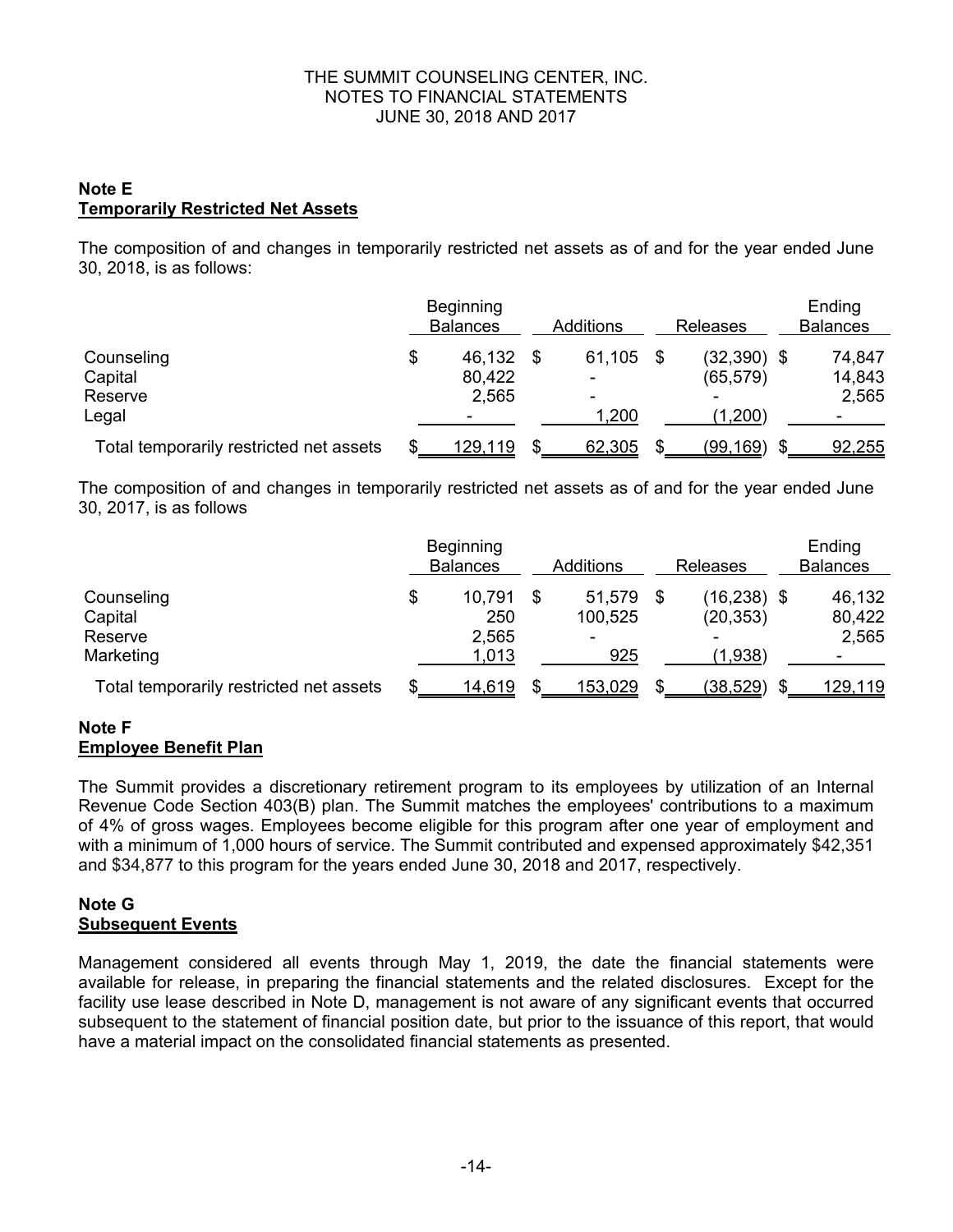THE SUMMIT COUNSELING CENTER, INC.
NOTES TO FINANCIAL STATEMENTS
JUNE 30, 2018 AND 2017

**Note E**
**Temporarily Restricted Net Assets**

The composition of and changes in temporarily restricted net assets as of and for the year ended June 30, 2018, is as follows:

| | Beginning Balances | Additions | Releases | Ending Balances |
|---|---|---|---|---|
| Counseling | $ 46,132 | $ 61,105 | $ (32,390) | $ 74,847 |
| Capital | 80,422 | - | (65,579) | 14,843 |
| Reserve | 2,565 | - | - | 2,565 |
| Legal | - | 1,200 | (1,200) | - |
| Total temporarily restricted net assets | $ 129,119 | $ 62,305 | $ (99,169) | $ 92,255 |

The composition of and changes in temporarily restricted net assets as of and for the year ended June 30, 2017, is as follows

| | Beginning Balances | Additions | Releases | Ending Balances |
|---|---|---|---|---|
| Counseling | $ 10,791 | $ 51,579 | $ (16,238) | $ 46,132 |
| Capital | 250 | 100,525 | (20,353) | 80,422 |
| Reserve | 2,565 | - | - | 2,565 |
| Marketing | 1,013 | 925 | (1,938) | - |
| Total temporarily restricted net assets | $ 14,619 | $ 153,029 | $ (38,529) | $ 129,119 |

**Note F**
**Employee Benefit Plan**

The Summit provides a discretionary retirement program to its employees by utilization of an Internal Revenue Code Section 403(B) plan. The Summit matches the employees' contributions to a maximum of 4% of gross wages. Employees become eligible for this program after one year of employment and with a minimum of 1,000 hours of service. The Summit contributed and expensed approximately $42,351 and $34,877 to this program for the years ended June 30, 2018 and 2017, respectively.

**Note G**
**Subsequent Events**

Management considered all events through May 1, 2019, the date the financial statements were available for release, in preparing the financial statements and the related disclosures. Except for the facility use lease described in Note D, management is not aware of any significant events that occurred subsequent to the statement of financial position date, but prior to the issuance of this report, that would have a material impact on the consolidated financial statements as presented.